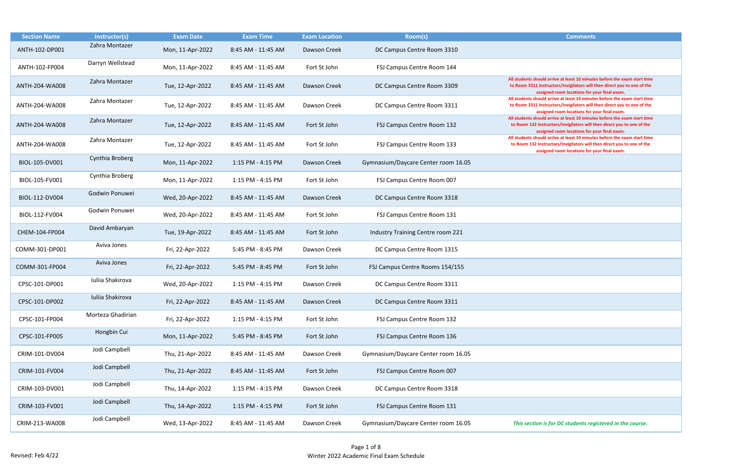| Section Name | Instructor(s) | Exam Date | Exam Time | Exam Location | Room(s) | Comments |
|---|---|---|---|---|---|---|
| ANTH-102-DP001 | Zahra Montazer | Mon, 11-Apr-2022 | 8:45 AM - 11:45 AM | Dawson Creek | DC Campus Centre Room 3310 | |
| ANTH-102-FP004 | Darryn Wellstead | Mon, 11-Apr-2022 | 8:45 AM - 11:45 AM | Fort St John | FSJ Campus Centre Room 144 | |
| ANTH-204-WA008 | Zahra Montazer | Tue, 12-Apr-2022 | 8:45 AM - 11:45 AM | Dawson Creek | DC Campus Centre Room 3309 | **All students should arrive at least 10 minutes before the exam start time to Room 3311 Instructors/Invigilators will then direct you to one of the assigned room locations for your final exam.** |
| ANTH-204-WA008 | Zahra Montazer | Tue, 12-Apr-2022 | 8:45 AM - 11:45 AM | Dawson Creek | DC Campus Centre Room 3311 | **All students should arrive at least 10 minutes before the exam start time to Room 3311 Instructors/Invigilators will then direct you to one of the assigned room locations for your final exam.** |
| ANTH-204-WA008 | Zahra Montazer | Tue, 12-Apr-2022 | 8:45 AM - 11:45 AM | Fort St John | FSJ Campus Centre Room 132 | **All students should arrive at least 10 minutes before the exam start time to Room 132 Instructors/Invigilators will then direct you to one of the assigned room locations for your final exam.** |
| ANTH-204-WA008 | Zahra Montazer | Tue, 12-Apr-2022 | 8:45 AM - 11:45 AM | Fort St John | FSJ Campus Centre Room 133 | **All students should arrive at least 10 minutes before the exam start time to Room 132 Instructors/Invigilators will then direct you to one of the assigned room locations for your final exam.** |
| BIOL-105-DV001 | Cynthia Broberg | Mon, 11-Apr-2022 | 1:15 PM - 4:15 PM | Dawson Creek | Gymnasium/Daycare Center room 16.05 | |
| BIOL-105-FV001 | Cynthia Broberg | Mon, 11-Apr-2022 | 1:15 PM - 4:15 PM | Fort St John | FSJ Campus Centre Room 007 | |
| BIOL-112-DV004 | Godwin Ponuwei | Wed, 20-Apr-2022 | 8:45 AM - 11:45 AM | Dawson Creek | DC Campus Centre Room 3318 | |
| BIOL-112-FV004 | Godwin Ponuwei | Wed, 20-Apr-2022 | 8:45 AM - 11:45 AM | Fort St John | FSJ Campus Centre Room 131 | |
| CHEM-104-FP004 | David Ambaryan | Tue, 19-Apr-2022 | 8:45 AM - 11:45 AM | Fort St John | Industry Training Centre room 221 | |
| COMM-301-DP001 | Aviva Jones | Fri, 22-Apr-2022 | 5:45 PM - 8:45 PM | Dawson Creek | DC Campus Centre Room 1315 | |
| COMM-301-FP004 | Aviva Jones | Fri, 22-Apr-2022 | 5:45 PM - 8:45 PM | Fort St John | FSJ Campus Centre Rooms 154/155 | |
| CPSC-101-DP001 | Iuliia Shakirova | Wed, 20-Apr-2022 | 1:15 PM - 4:15 PM | Dawson Creek | DC Campus Centre Room 3311 | |
| CPSC-101-DP002 | Iuliia Shakirova | Fri, 22-Apr-2022 | 8:45 AM - 11:45 AM | Dawson Creek | DC Campus Centre Room 3311 | |
| CPSC-101-FP004 | Morteza Ghadirian | Fri, 22-Apr-2022 | 1:15 PM - 4:15 PM | Fort St John | FSJ Campus Centre Room 132 | |
| CPSC-101-FP005 | Hongbin Cui | Mon, 11-Apr-2022 | 5:45 PM - 8:45 PM | Fort St John | FSJ Campus Centre Room 136 | |
| CRIM-101-DV004 | Jodi Campbell | Thu, 21-Apr-2022 | 8:45 AM - 11:45 AM | Dawson Creek | Gymnasium/Daycare Center room 16.05 | |
| CRIM-101-FV004 | Jodi Campbell | Thu, 21-Apr-2022 | 8:45 AM - 11:45 AM | Fort St John | FSJ Campus Centre Room 007 | |
| CRIM-103-DV001 | Jodi Campbell | Thu, 14-Apr-2022 | 1:15 PM - 4:15 PM | Dawson Creek | DC Campus Centre Room 3318 | |
| CRIM-103-FV001 | Jodi Campbell | Thu, 14-Apr-2022 | 1:15 PM - 4:15 PM | Fort St John | FSJ Campus Centre Room 131 | |
| CRIM-213-WA008 | Jodi Campbell | Wed, 13-Apr-2022 | 8:45 AM - 11:45 AM | Dawson Creek | Gymnasium/Daycare Center room 16.05 | ***This section is for DC students registered in the course.*** |

Revised: Feb 4/22

Winter 2022 Academic Final Exam Schedule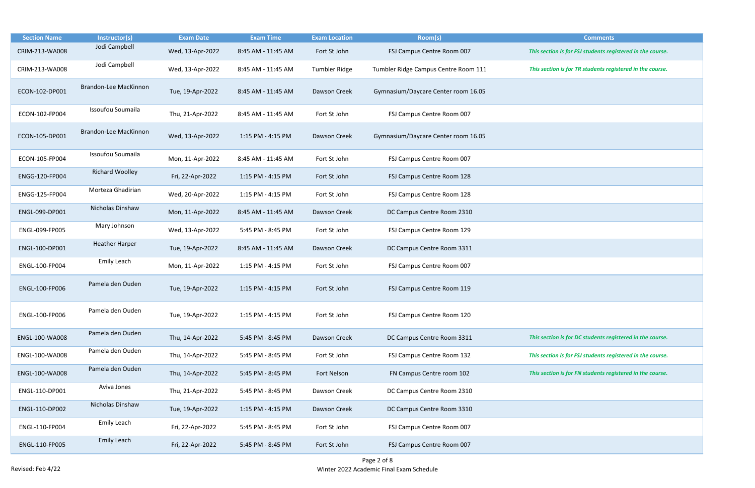| Section Name | Instructor(s) | Exam Date | Exam Time | Exam Location | Room(s) | Comments |
|---|---|---|---|---|---|---|
| CRIM-213-WA008 | Jodi Campbell | Wed, 13-Apr-2022 | 8:45 AM - 11:45 AM | Fort St John | FSJ Campus Centre Room 007 | *This section is for FSJ students registered in the course.* |
| CRIM-213-WA008 | Jodi Campbell | Wed, 13-Apr-2022 | 8:45 AM - 11:45 AM | Tumbler Ridge | Tumbler Ridge Campus Centre Room 111 | *This section is for TR students registered in the course.* |
| ECON-102-DP001 | Brandon-Lee MacKinnon | Tue, 19-Apr-2022 | 8:45 AM - 11:45 AM | Dawson Creek | Gymnasium/Daycare Center room 16.05 | |
| ECON-102-FP004 | Issoufou Soumaila | Thu, 21-Apr-2022 | 8:45 AM - 11:45 AM | Fort St John | FSJ Campus Centre Room 007 | |
| ECON-105-DP001 | Brandon-Lee MacKinnon | Wed, 13-Apr-2022 | 1:15 PM - 4:15 PM | Dawson Creek | Gymnasium/Daycare Center room 16.05 | |
| ECON-105-FP004 | Issoufou Soumaila | Mon, 11-Apr-2022 | 8:45 AM - 11:45 AM | Fort St John | FSJ Campus Centre Room 007 | |
| ENGG-120-FP004 | Richard Woolley | Fri, 22-Apr-2022 | 1:15 PM - 4:15 PM | Fort St John | FSJ Campus Centre Room 128 | |
| ENGG-125-FP004 | Morteza Ghadirian | Wed, 20-Apr-2022 | 1:15 PM - 4:15 PM | Fort St John | FSJ Campus Centre Room 128 | |
| ENGL-099-DP001 | Nicholas Dinshaw | Mon, 11-Apr-2022 | 8:45 AM - 11:45 AM | Dawson Creek | DC Campus Centre Room 2310 | |
| ENGL-099-FP005 | Mary Johnson | Wed, 13-Apr-2022 | 5:45 PM - 8:45 PM | Fort St John | FSJ Campus Centre Room 129 | |
| ENGL-100-DP001 | Heather Harper | Tue, 19-Apr-2022 | 8:45 AM - 11:45 AM | Dawson Creek | DC Campus Centre Room 3311 | |
| ENGL-100-FP004 | Emily Leach | Mon, 11-Apr-2022 | 1:15 PM - 4:15 PM | Fort St John | FSJ Campus Centre Room 007 | |
| ENGL-100-FP006 | Pamela den Ouden | Tue, 19-Apr-2022 | 1:15 PM - 4:15 PM | Fort St John | FSJ Campus Centre Room 119 | |
| ENGL-100-FP006 | Pamela den Ouden | Tue, 19-Apr-2022 | 1:15 PM - 4:15 PM | Fort St John | FSJ Campus Centre Room 120 | |
| ENGL-100-WA008 | Pamela den Ouden | Thu, 14-Apr-2022 | 5:45 PM - 8:45 PM | Dawson Creek | DC Campus Centre Room 3311 | *This section is for DC students registered in the course.* |
| ENGL-100-WA008 | Pamela den Ouden | Thu, 14-Apr-2022 | 5:45 PM - 8:45 PM | Fort St John | FSJ Campus Centre Room 132 | *This section is for FSJ students registered in the course.* |
| ENGL-100-WA008 | Pamela den Ouden | Thu, 14-Apr-2022 | 5:45 PM - 8:45 PM | Fort Nelson | FN Campus Centre room 102 | *This section is for FN students registered in the course.* |
| ENGL-110-DP001 | Aviva Jones | Thu, 21-Apr-2022 | 5:45 PM - 8:45 PM | Dawson Creek | DC Campus Centre Room 2310 | |
| ENGL-110-DP002 | Nicholas Dinshaw | Tue, 19-Apr-2022 | 1:15 PM - 4:15 PM | Dawson Creek | DC Campus Centre Room 3310 | |
| ENGL-110-FP004 | Emily Leach | Fri, 22-Apr-2022 | 5:45 PM - 8:45 PM | Fort St John | FSJ Campus Centre Room 007 | |
| ENGL-110-FP005 | Emily Leach | Fri, 22-Apr-2022 | 5:45 PM - 8:45 PM | Fort St John | FSJ Campus Centre Room 007 | |

Revised: Feb 4/22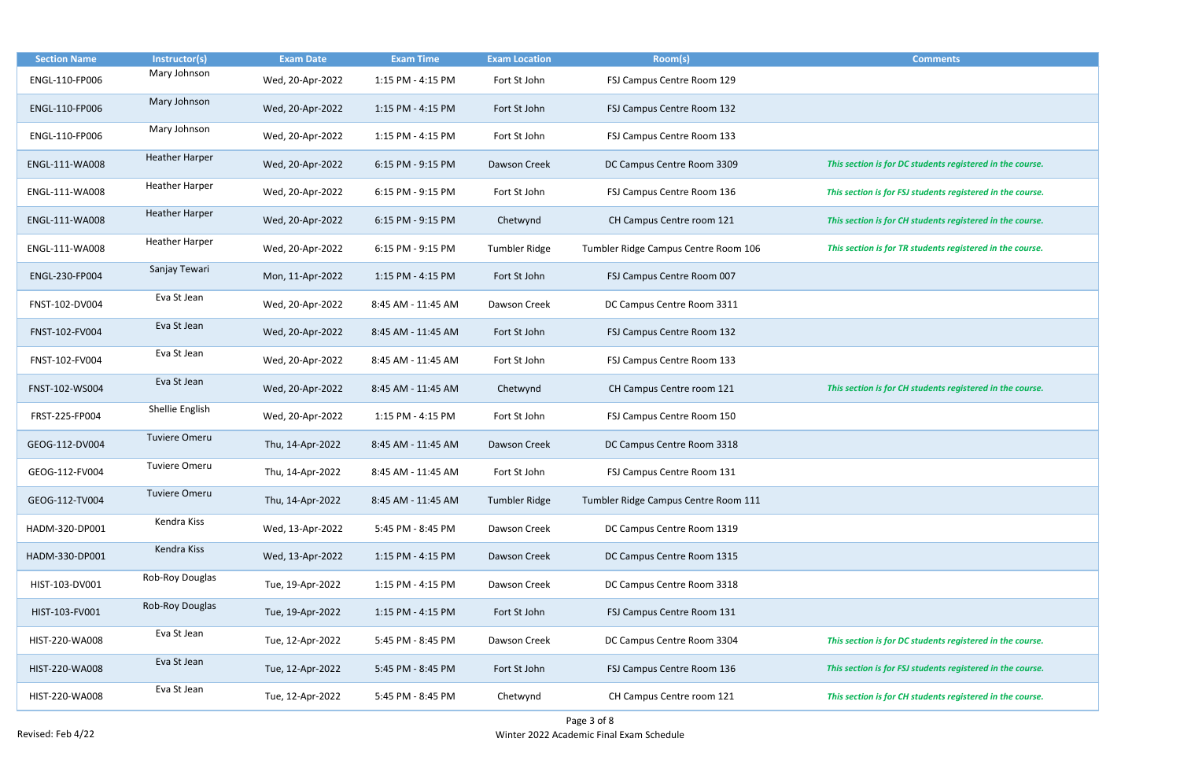| Section Name | Instructor(s) | Exam Date | Exam Time | Exam Location | Room(s) | Comments |
|---|---|---|---|---|---|---|
| ENGL-110-FP006 | Mary Johnson | Wed, 20-Apr-2022 | 1:15 PM - 4:15 PM | Fort St John | FSJ Campus Centre Room 129 | |
| ENGL-110-FP006 | Mary Johnson | Wed, 20-Apr-2022 | 1:15 PM - 4:15 PM | Fort St John | FSJ Campus Centre Room 132 | |
| ENGL-110-FP006 | Mary Johnson | Wed, 20-Apr-2022 | 1:15 PM - 4:15 PM | Fort St John | FSJ Campus Centre Room 133 | |
| ENGL-111-WA008 | Heather Harper | Wed, 20-Apr-2022 | 6:15 PM - 9:15 PM | Dawson Creek | DC Campus Centre Room 3309 | *This section is for DC students registered in the course.* |
| ENGL-111-WA008 | Heather Harper | Wed, 20-Apr-2022 | 6:15 PM - 9:15 PM | Fort St John | FSJ Campus Centre Room 136 | *This section is for FSJ students registered in the course.* |
| ENGL-111-WA008 | Heather Harper | Wed, 20-Apr-2022 | 6:15 PM - 9:15 PM | Chetwynd | CH Campus Centre room 121 | *This section is for CH students registered in the course.* |
| ENGL-111-WA008 | Heather Harper | Wed, 20-Apr-2022 | 6:15 PM - 9:15 PM | Tumbler Ridge | Tumbler Ridge Campus Centre Room 106 | *This section is for TR students registered in the course.* |
| ENGL-230-FP004 | Sanjay Tewari | Mon, 11-Apr-2022 | 1:15 PM - 4:15 PM | Fort St John | FSJ Campus Centre Room 007 | |
| FNST-102-DV004 | Eva St Jean | Wed, 20-Apr-2022 | 8:45 AM - 11:45 AM | Dawson Creek | DC Campus Centre Room 3311 | |
| FNST-102-FV004 | Eva St Jean | Wed, 20-Apr-2022 | 8:45 AM - 11:45 AM | Fort St John | FSJ Campus Centre Room 132 | |
| FNST-102-FV004 | Eva St Jean | Wed, 20-Apr-2022 | 8:45 AM - 11:45 AM | Fort St John | FSJ Campus Centre Room 133 | |
| FNST-102-WS004 | Eva St Jean | Wed, 20-Apr-2022 | 8:45 AM - 11:45 AM | Chetwynd | CH Campus Centre room 121 | *This section is for CH students registered in the course.* |
| FRST-225-FP004 | Shellie English | Wed, 20-Apr-2022 | 1:15 PM - 4:15 PM | Fort St John | FSJ Campus Centre Room 150 | |
| GEOG-112-DV004 | Tuviere Omeru | Thu, 14-Apr-2022 | 8:45 AM - 11:45 AM | Dawson Creek | DC Campus Centre Room 3318 | |
| GEOG-112-FV004 | Tuviere Omeru | Thu, 14-Apr-2022 | 8:45 AM - 11:45 AM | Fort St John | FSJ Campus Centre Room 131 | |
| GEOG-112-TV004 | Tuviere Omeru | Thu, 14-Apr-2022 | 8:45 AM - 11:45 AM | Tumbler Ridge | Tumbler Ridge Campus Centre Room 111 | |
| HADM-320-DP001 | Kendra Kiss | Wed, 13-Apr-2022 | 5:45 PM - 8:45 PM | Dawson Creek | DC Campus Centre Room 1319 | |
| HADM-330-DP001 | Kendra Kiss | Wed, 13-Apr-2022 | 1:15 PM - 4:15 PM | Dawson Creek | DC Campus Centre Room 1315 | |
| HIST-103-DV001 | Rob-Roy Douglas | Tue, 19-Apr-2022 | 1:15 PM - 4:15 PM | Dawson Creek | DC Campus Centre Room 3318 | |
| HIST-103-FV001 | Rob-Roy Douglas | Tue, 19-Apr-2022 | 1:15 PM - 4:15 PM | Fort St John | FSJ Campus Centre Room 131 | |
| HIST-220-WA008 | Eva St Jean | Tue, 12-Apr-2022 | 5:45 PM - 8:45 PM | Dawson Creek | DC Campus Centre Room 3304 | *This section is for DC students registered in the course.* |
| HIST-220-WA008 | Eva St Jean | Tue, 12-Apr-2022 | 5:45 PM - 8:45 PM | Fort St John | FSJ Campus Centre Room 136 | *This section is for FSJ students registered in the course.* |
| HIST-220-WA008 | Eva St Jean | Tue, 12-Apr-2022 | 5:45 PM - 8:45 PM | Chetwynd | CH Campus Centre room 121 | *This section is for CH students registered in the course.* |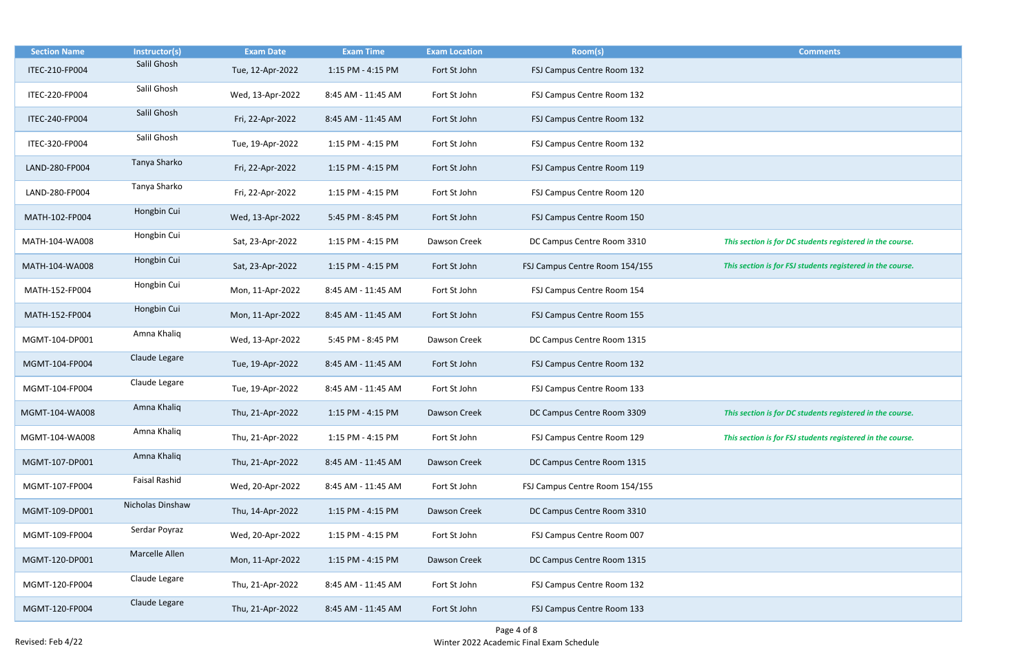| Section Name | Instructor(s) | Exam Date | Exam Time | Exam Location | Room(s) | Comments |
|---|---|---|---|---|---|---|
| ITEC-210-FP004 | Salil Ghosh | Tue, 12-Apr-2022 | 1:15 PM - 4:15 PM | Fort St John | FSJ Campus Centre Room 132 | |
| ITEC-220-FP004 | Salil Ghosh | Wed, 13-Apr-2022 | 8:45 AM - 11:45 AM | Fort St John | FSJ Campus Centre Room 132 | |
| ITEC-240-FP004 | Salil Ghosh | Fri, 22-Apr-2022 | 8:45 AM - 11:45 AM | Fort St John | FSJ Campus Centre Room 132 | |
| ITEC-320-FP004 | Salil Ghosh | Tue, 19-Apr-2022 | 1:15 PM - 4:15 PM | Fort St John | FSJ Campus Centre Room 132 | |
| LAND-280-FP004 | Tanya Sharko | Fri, 22-Apr-2022 | 1:15 PM - 4:15 PM | Fort St John | FSJ Campus Centre Room 119 | |
| LAND-280-FP004 | Tanya Sharko | Fri, 22-Apr-2022 | 1:15 PM - 4:15 PM | Fort St John | FSJ Campus Centre Room 120 | |
| MATH-102-FP004 | Hongbin Cui | Wed, 13-Apr-2022 | 5:45 PM - 8:45 PM | Fort St John | FSJ Campus Centre Room 150 | |
| MATH-104-WA008 | Hongbin Cui | Sat, 23-Apr-2022 | 1:15 PM - 4:15 PM | Dawson Creek | DC Campus Centre Room 3310 | *This section is for DC students registered in the course.* |
| MATH-104-WA008 | Hongbin Cui | Sat, 23-Apr-2022 | 1:15 PM - 4:15 PM | Fort St John | FSJ Campus Centre Room 154/155 | *This section is for FSJ students registered in the course.* |
| MATH-152-FP004 | Hongbin Cui | Mon, 11-Apr-2022 | 8:45 AM - 11:45 AM | Fort St John | FSJ Campus Centre Room 154 | |
| MATH-152-FP004 | Hongbin Cui | Mon, 11-Apr-2022 | 8:45 AM - 11:45 AM | Fort St John | FSJ Campus Centre Room 155 | |
| MGMT-104-DP001 | Amna Khaliq | Wed, 13-Apr-2022 | 5:45 PM - 8:45 PM | Dawson Creek | DC Campus Centre Room 1315 | |
| MGMT-104-FP004 | Claude Legare | Tue, 19-Apr-2022 | 8:45 AM - 11:45 AM | Fort St John | FSJ Campus Centre Room 132 | |
| MGMT-104-FP004 | Claude Legare | Tue, 19-Apr-2022 | 8:45 AM - 11:45 AM | Fort St John | FSJ Campus Centre Room 133 | |
| MGMT-104-WA008 | Amna Khaliq | Thu, 21-Apr-2022 | 1:15 PM - 4:15 PM | Dawson Creek | DC Campus Centre Room 3309 | *This section is for DC students registered in the course.* |
| MGMT-104-WA008 | Amna Khaliq | Thu, 21-Apr-2022 | 1:15 PM - 4:15 PM | Fort St John | FSJ Campus Centre Room 129 | *This section is for FSJ students registered in the course.* |
| MGMT-107-DP001 | Amna Khaliq | Thu, 21-Apr-2022 | 8:45 AM - 11:45 AM | Dawson Creek | DC Campus Centre Room 1315 | |
| MGMT-107-FP004 | Faisal Rashid | Wed, 20-Apr-2022 | 8:45 AM - 11:45 AM | Fort St John | FSJ Campus Centre Room 154/155 | |
| MGMT-109-DP001 | Nicholas Dinshaw | Thu, 14-Apr-2022 | 1:15 PM - 4:15 PM | Dawson Creek | DC Campus Centre Room 3310 | |
| MGMT-109-FP004 | Serdar Poyraz | Wed, 20-Apr-2022 | 1:15 PM - 4:15 PM | Fort St John | FSJ Campus Centre Room 007 | |
| MGMT-120-DP001 | Marcelle Allen | Mon, 11-Apr-2022 | 1:15 PM - 4:15 PM | Dawson Creek | DC Campus Centre Room 1315 | |
| MGMT-120-FP004 | Claude Legare | Thu, 21-Apr-2022 | 8:45 AM - 11:45 AM | Fort St John | FSJ Campus Centre Room 132 | |
| MGMT-120-FP004 | Claude Legare | Thu, 21-Apr-2022 | 8:45 AM - 11:45 AM | Fort St John | FSJ Campus Centre Room 133 | |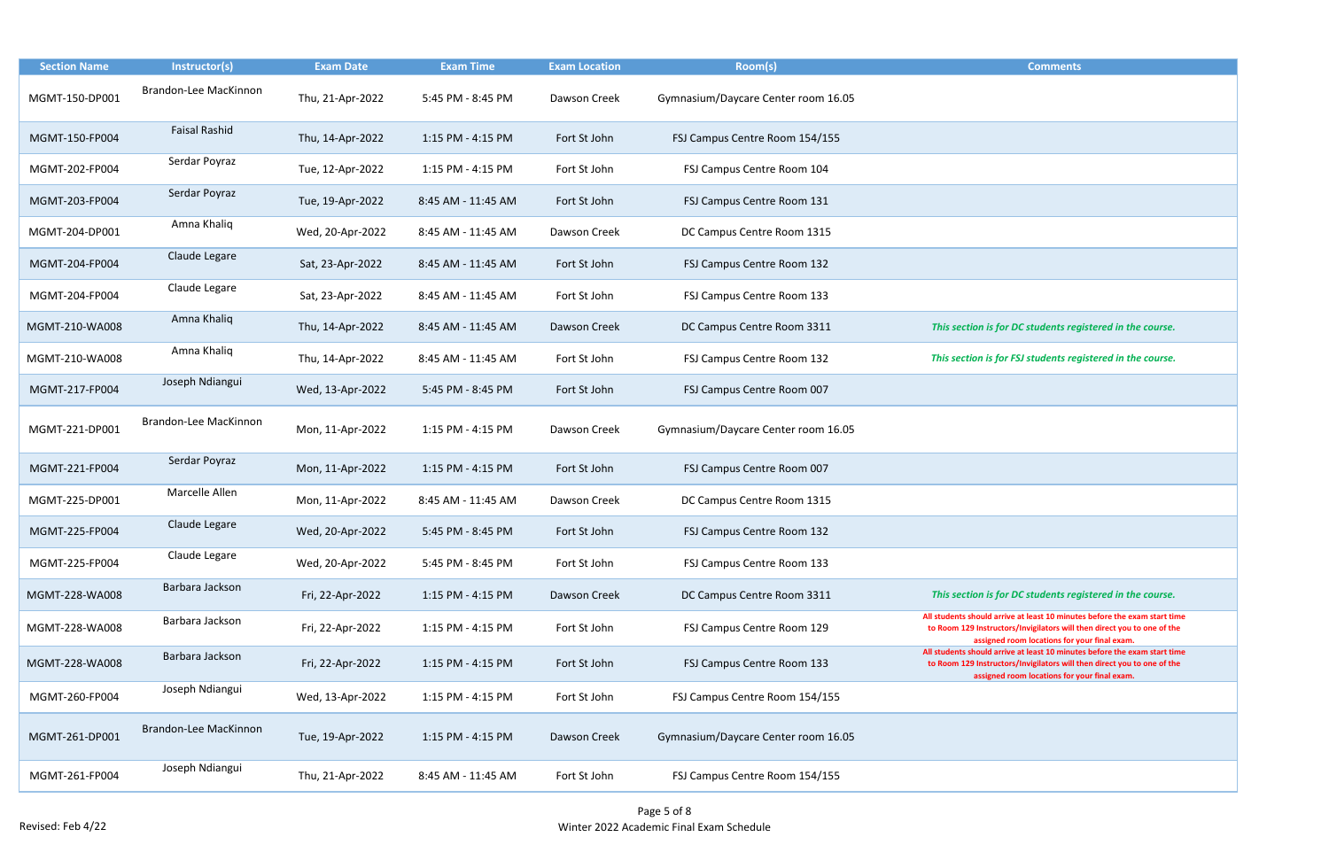| Section Name | Instructor(s) | Exam Date | Exam Time | Exam Location | Room(s) | Comments |
|---|---|---|---|---|---|---|
| MGMT-150-DP001 | Brandon-Lee MacKinnon | Thu, 21-Apr-2022 | 5:45 PM - 8:45 PM | Dawson Creek | Gymnasium/Daycare Center room 16.05 | |
| MGMT-150-FP004 | Faisal Rashid | Thu, 14-Apr-2022 | 1:15 PM - 4:15 PM | Fort St John | FSJ Campus Centre Room 154/155 | |
| MGMT-202-FP004 | Serdar Poyraz | Tue, 12-Apr-2022 | 1:15 PM - 4:15 PM | Fort St John | FSJ Campus Centre Room 104 | |
| MGMT-203-FP004 | Serdar Poyraz | Tue, 19-Apr-2022 | 8:45 AM - 11:45 AM | Fort St John | FSJ Campus Centre Room 131 | |
| MGMT-204-DP001 | Amna Khaliq | Wed, 20-Apr-2022 | 8:45 AM - 11:45 AM | Dawson Creek | DC Campus Centre Room 1315 | |
| MGMT-204-FP004 | Claude Legare | Sat, 23-Apr-2022 | 8:45 AM - 11:45 AM | Fort St John | FSJ Campus Centre Room 132 | |
| MGMT-204-FP004 | Claude Legare | Sat, 23-Apr-2022 | 8:45 AM - 11:45 AM | Fort St John | FSJ Campus Centre Room 133 | |
| MGMT-210-WA008 | Amna Khaliq | Thu, 14-Apr-2022 | 8:45 AM - 11:45 AM | Dawson Creek | DC Campus Centre Room 3311 | ***This section is for DC students registered in the course.*** |
| MGMT-210-WA008 | Amna Khaliq | Thu, 14-Apr-2022 | 8:45 AM - 11:45 AM | Fort St John | FSJ Campus Centre Room 132 | ***This section is for FSJ students registered in the course.*** |
| MGMT-217-FP004 | Joseph Ndiangui | Wed, 13-Apr-2022 | 5:45 PM - 8:45 PM | Fort St John | FSJ Campus Centre Room 007 | |
| MGMT-221-DP001 | Brandon-Lee MacKinnon | Mon, 11-Apr-2022 | 1:15 PM - 4:15 PM | Dawson Creek | Gymnasium/Daycare Center room 16.05 | |
| MGMT-221-FP004 | Serdar Poyraz | Mon, 11-Apr-2022 | 1:15 PM - 4:15 PM | Fort St John | FSJ Campus Centre Room 007 | |
| MGMT-225-DP001 | Marcelle Allen | Mon, 11-Apr-2022 | 8:45 AM - 11:45 AM | Dawson Creek | DC Campus Centre Room 1315 | |
| MGMT-225-FP004 | Claude Legare | Wed, 20-Apr-2022 | 5:45 PM - 8:45 PM | Fort St John | FSJ Campus Centre Room 132 | |
| MGMT-225-FP004 | Claude Legare | Wed, 20-Apr-2022 | 5:45 PM - 8:45 PM | Fort St John | FSJ Campus Centre Room 133 | |
| MGMT-228-WA008 | Barbara Jackson | Fri, 22-Apr-2022 | 1:15 PM - 4:15 PM | Dawson Creek | DC Campus Centre Room 3311 | ***This section is for DC students registered in the course.*** |
| MGMT-228-WA008 | Barbara Jackson | Fri, 22-Apr-2022 | 1:15 PM - 4:15 PM | Fort St John | FSJ Campus Centre Room 129 | **All students should arrive at least 10 minutes before the exam start time to Room 129 Instructors/Invigilators will then direct you to one of the assigned room locations for your final exam.** |
| MGMT-228-WA008 | Barbara Jackson | Fri, 22-Apr-2022 | 1:15 PM - 4:15 PM | Fort St John | FSJ Campus Centre Room 133 | **All students should arrive at least 10 minutes before the exam start time to Room 129 Instructors/Invigilators will then direct you to one of the assigned room locations for your final exam.** |
| MGMT-260-FP004 | Joseph Ndiangui | Wed, 13-Apr-2022 | 1:15 PM - 4:15 PM | Fort St John | FSJ Campus Centre Room 154/155 | |
| MGMT-261-DP001 | Brandon-Lee MacKinnon | Tue, 19-Apr-2022 | 1:15 PM - 4:15 PM | Dawson Creek | Gymnasium/Daycare Center room 16.05 | |
| MGMT-261-FP004 | Joseph Ndiangui | Thu, 21-Apr-2022 | 8:45 AM - 11:45 AM | Fort St John | FSJ Campus Centre Room 154/155 | |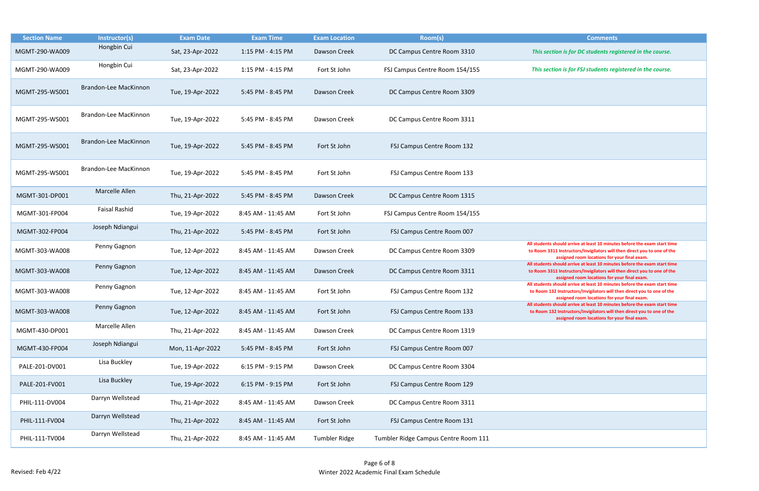| Section Name | Instructor(s) | Exam Date | Exam Time | Exam Location | Room(s) | Comments |
|---|---|---|---|---|---|---|
| MGMT-290-WA009 | Hongbin Cui | Sat, 23-Apr-2022 | 1:15 PM - 4:15 PM | Dawson Creek | DC Campus Centre Room 3310 | *This section is for DC students registered in the course.* |
| MGMT-290-WA009 | Hongbin Cui | Sat, 23-Apr-2022 | 1:15 PM - 4:15 PM | Fort St John | FSJ Campus Centre Room 154/155 | *This section is for FSJ students registered in the course.* |
| MGMT-295-WS001 | Brandon-Lee MacKinnon | Tue, 19-Apr-2022 | 5:45 PM - 8:45 PM | Dawson Creek | DC Campus Centre Room 3309 | |
| MGMT-295-WS001 | Brandon-Lee MacKinnon | Tue, 19-Apr-2022 | 5:45 PM - 8:45 PM | Dawson Creek | DC Campus Centre Room 3311 | |
| MGMT-295-WS001 | Brandon-Lee MacKinnon | Tue, 19-Apr-2022 | 5:45 PM - 8:45 PM | Fort St John | FSJ Campus Centre Room 132 | |
| MGMT-295-WS001 | Brandon-Lee MacKinnon | Tue, 19-Apr-2022 | 5:45 PM - 8:45 PM | Fort St John | FSJ Campus Centre Room 133 | |
| MGMT-301-DP001 | Marcelle Allen | Thu, 21-Apr-2022 | 5:45 PM - 8:45 PM | Dawson Creek | DC Campus Centre Room 1315 | |
| MGMT-301-FP004 | Faisal Rashid | Tue, 19-Apr-2022 | 8:45 AM - 11:45 AM | Fort St John | FSJ Campus Centre Room 154/155 | |
| MGMT-302-FP004 | Joseph Ndiangui | Thu, 21-Apr-2022 | 5:45 PM - 8:45 PM | Fort St John | FSJ Campus Centre Room 007 | |
| MGMT-303-WA008 | Penny Gagnon | Tue, 12-Apr-2022 | 8:45 AM - 11:45 AM | Dawson Creek | DC Campus Centre Room 3309 | **All students should arrive at least 10 minutes before the exam start time to Room 3311 Instructors/Invigilators will then direct you to one of the assigned room locations for your final exam.** |
| MGMT-303-WA008 | Penny Gagnon | Tue, 12-Apr-2022 | 8:45 AM - 11:45 AM | Dawson Creek | DC Campus Centre Room 3311 | **All students should arrive at least 10 minutes before the exam start time to Room 3311 Instructors/Invigilators will then direct you to one of the assigned room locations for your final exam.** |
| MGMT-303-WA008 | Penny Gagnon | Tue, 12-Apr-2022 | 8:45 AM - 11:45 AM | Fort St John | FSJ Campus Centre Room 132 | **All students should arrive at least 10 minutes before the exam start time to Room 132 Instructors/Invigilators will then direct you to one of the assigned room locations for your final exam.** |
| MGMT-303-WA008 | Penny Gagnon | Tue, 12-Apr-2022 | 8:45 AM - 11:45 AM | Fort St John | FSJ Campus Centre Room 133 | **All students should arrive at least 10 minutes before the exam start time to Room 132 Instructors/Invigilators will then direct you to one of the assigned room locations for your final exam.** |
| MGMT-430-DP001 | Marcelle Allen | Thu, 21-Apr-2022 | 8:45 AM - 11:45 AM | Dawson Creek | DC Campus Centre Room 1319 | |
| MGMT-430-FP004 | Joseph Ndiangui | Mon, 11-Apr-2022 | 5:45 PM - 8:45 PM | Fort St John | FSJ Campus Centre Room 007 | |
| PALE-201-DV001 | Lisa Buckley | Tue, 19-Apr-2022 | 6:15 PM - 9:15 PM | Dawson Creek | DC Campus Centre Room 3304 | |
| PALE-201-FV001 | Lisa Buckley | Tue, 19-Apr-2022 | 6:15 PM - 9:15 PM | Fort St John | FSJ Campus Centre Room 129 | |
| PHIL-111-DV004 | Darryn Wellstead | Thu, 21-Apr-2022 | 8:45 AM - 11:45 AM | Dawson Creek | DC Campus Centre Room 3311 | |
| PHIL-111-FV004 | Darryn Wellstead | Thu, 21-Apr-2022 | 8:45 AM - 11:45 AM | Fort St John | FSJ Campus Centre Room 131 | |
| PHIL-111-TV004 | Darryn Wellstead | Thu, 21-Apr-2022 | 8:45 AM - 11:45 AM | Tumbler Ridge | Tumbler Ridge Campus Centre Room 111 | |

Revised: Feb 4/22

Winter 2022 Academic Final Exam Schedule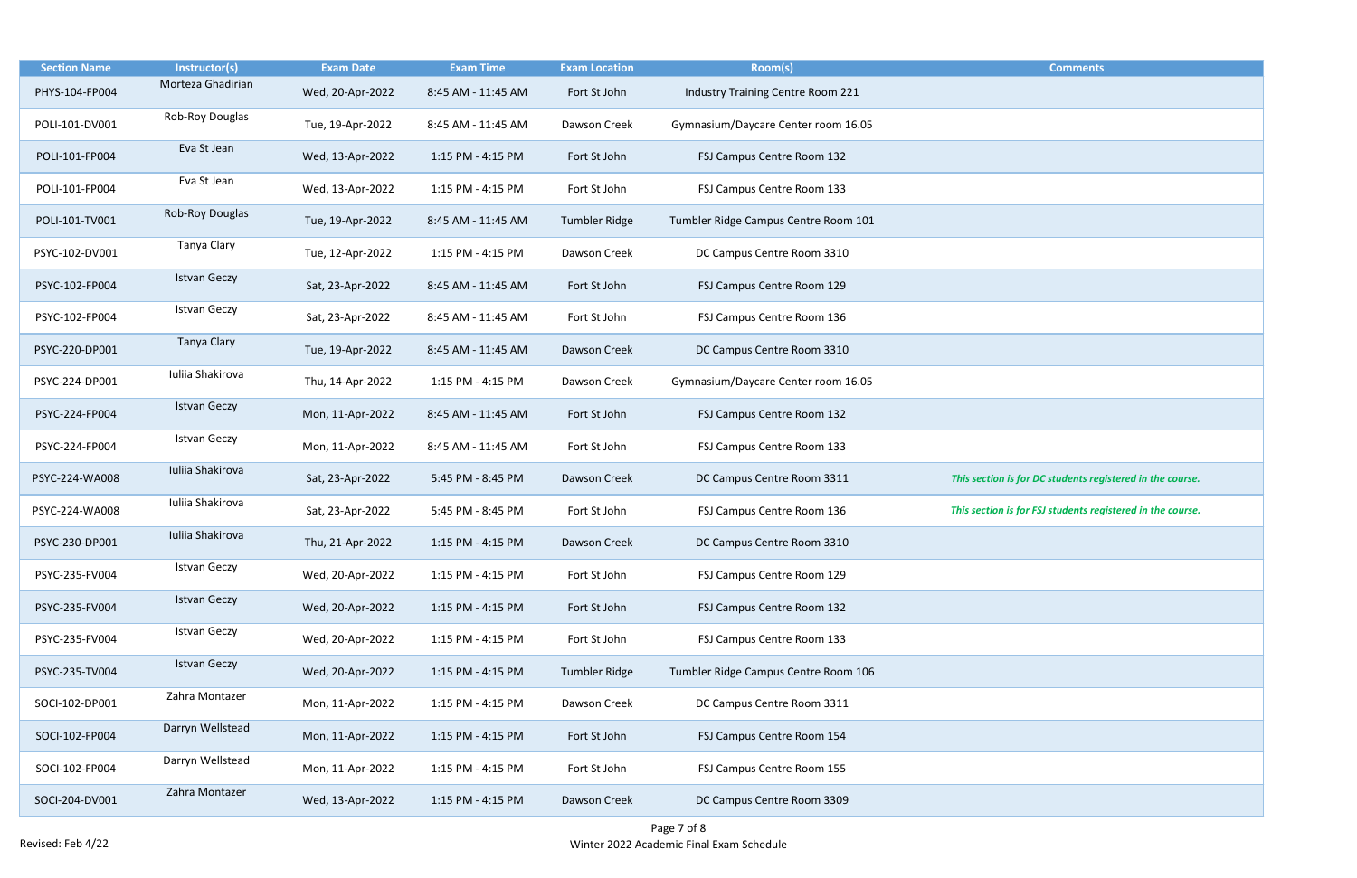| Section Name | Instructor(s) | Exam Date | Exam Time | Exam Location | Room(s) | Comments |
|---|---|---|---|---|---|---|
| PHYS-104-FP004 | Morteza Ghadirian | Wed, 20-Apr-2022 | 8:45 AM - 11:45 AM | Fort St John | Industry Training Centre Room 221 | |
| POLI-101-DV001 | Rob-Roy Douglas | Tue, 19-Apr-2022 | 8:45 AM - 11:45 AM | Dawson Creek | Gymnasium/Daycare Center room 16.05 | |
| POLI-101-FP004 | Eva St Jean | Wed, 13-Apr-2022 | 1:15 PM - 4:15 PM | Fort St John | FSJ Campus Centre Room 132 | |
| POLI-101-FP004 | Eva St Jean | Wed, 13-Apr-2022 | 1:15 PM - 4:15 PM | Fort St John | FSJ Campus Centre Room 133 | |
| POLI-101-TV001 | Rob-Roy Douglas | Tue, 19-Apr-2022 | 8:45 AM - 11:45 AM | Tumbler Ridge | Tumbler Ridge Campus Centre Room 101 | |
| PSYC-102-DV001 | Tanya Clary | Tue, 12-Apr-2022 | 1:15 PM - 4:15 PM | Dawson Creek | DC Campus Centre Room 3310 | |
| PSYC-102-FP004 | Istvan Geczy | Sat, 23-Apr-2022 | 8:45 AM - 11:45 AM | Fort St John | FSJ Campus Centre Room 129 | |
| PSYC-102-FP004 | Istvan Geczy | Sat, 23-Apr-2022 | 8:45 AM - 11:45 AM | Fort St John | FSJ Campus Centre Room 136 | |
| PSYC-220-DP001 | Tanya Clary | Tue, 19-Apr-2022 | 8:45 AM - 11:45 AM | Dawson Creek | DC Campus Centre Room 3310 | |
| PSYC-224-DP001 | Iuliia Shakirova | Thu, 14-Apr-2022 | 1:15 PM - 4:15 PM | Dawson Creek | Gymnasium/Daycare Center room 16.05 | |
| PSYC-224-FP004 | Istvan Geczy | Mon, 11-Apr-2022 | 8:45 AM - 11:45 AM | Fort St John | FSJ Campus Centre Room 132 | |
| PSYC-224-FP004 | Istvan Geczy | Mon, 11-Apr-2022 | 8:45 AM - 11:45 AM | Fort St John | FSJ Campus Centre Room 133 | |
| PSYC-224-WA008 | Iuliia Shakirova | Sat, 23-Apr-2022 | 5:45 PM - 8:45 PM | Dawson Creek | DC Campus Centre Room 3311 | ***This section is for DC students registered in the course.*** |
| PSYC-224-WA008 | Iuliia Shakirova | Sat, 23-Apr-2022 | 5:45 PM - 8:45 PM | Fort St John | FSJ Campus Centre Room 136 | ***This section is for FSJ students registered in the course.*** |
| PSYC-230-DP001 | Iuliia Shakirova | Thu, 21-Apr-2022 | 1:15 PM - 4:15 PM | Dawson Creek | DC Campus Centre Room 3310 | |
| PSYC-235-FV004 | Istvan Geczy | Wed, 20-Apr-2022 | 1:15 PM - 4:15 PM | Fort St John | FSJ Campus Centre Room 129 | |
| PSYC-235-FV004 | Istvan Geczy | Wed, 20-Apr-2022 | 1:15 PM - 4:15 PM | Fort St John | FSJ Campus Centre Room 132 | |
| PSYC-235-FV004 | Istvan Geczy | Wed, 20-Apr-2022 | 1:15 PM - 4:15 PM | Fort St John | FSJ Campus Centre Room 133 | |
| PSYC-235-TV004 | Istvan Geczy | Wed, 20-Apr-2022 | 1:15 PM - 4:15 PM | Tumbler Ridge | Tumbler Ridge Campus Centre Room 106 | |
| SOCI-102-DP001 | Zahra Montazer | Mon, 11-Apr-2022 | 1:15 PM - 4:15 PM | Dawson Creek | DC Campus Centre Room 3311 | |
| SOCI-102-FP004 | Darryn Wellstead | Mon, 11-Apr-2022 | 1:15 PM - 4:15 PM | Fort St John | FSJ Campus Centre Room 154 | |
| SOCI-102-FP004 | Darryn Wellstead | Mon, 11-Apr-2022 | 1:15 PM - 4:15 PM | Fort St John | FSJ Campus Centre Room 155 | |
| SOCI-204-DV001 | Zahra Montazer | Wed, 13-Apr-2022 | 1:15 PM - 4:15 PM | Dawson Creek | DC Campus Centre Room 3309 | |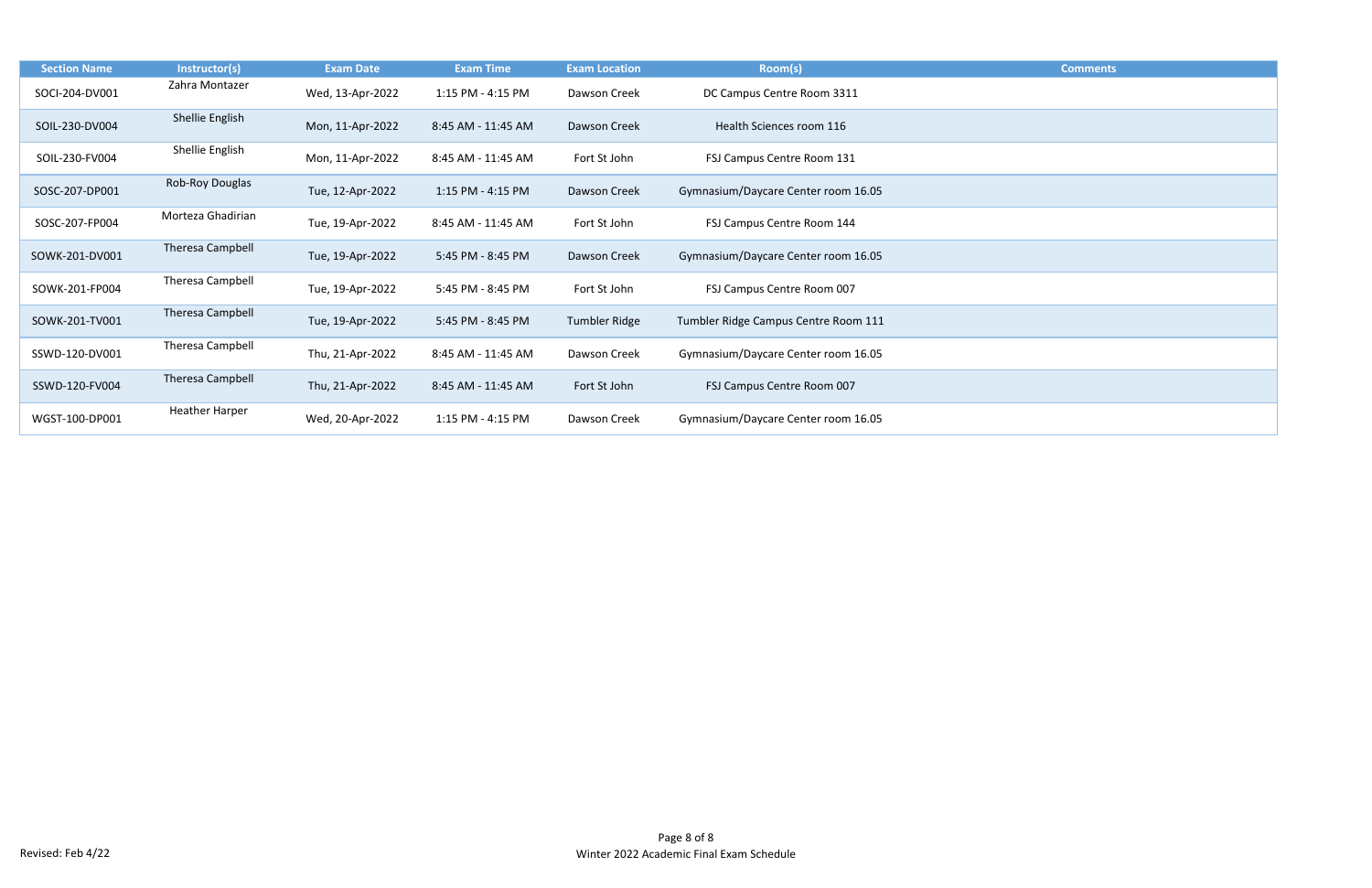| Section Name | Instructor(s) | Exam Date | Exam Time | Exam Location | Room(s) | Comments |
|---|---|---|---|---|---|---|
| SOCI-204-DV001 | Zahra Montazer | Wed, 13-Apr-2022 | 1:15 PM - 4:15 PM | Dawson Creek | DC Campus Centre Room 3311 | |
| SOIL-230-DV004 | Shellie English | Mon, 11-Apr-2022 | 8:45 AM - 11:45 AM | Dawson Creek | Health Sciences room 116 | |
| SOIL-230-FV004 | Shellie English | Mon, 11-Apr-2022 | 8:45 AM - 11:45 AM | Fort St John | FSJ Campus Centre Room 131 | |
| SOSC-207-DP001 | Rob-Roy Douglas | Tue, 12-Apr-2022 | 1:15 PM - 4:15 PM | Dawson Creek | Gymnasium/Daycare Center room 16.05 | |
| SOSC-207-FP004 | Morteza Ghadirian | Tue, 19-Apr-2022 | 8:45 AM - 11:45 AM | Fort St John | FSJ Campus Centre Room 144 | |
| SOWK-201-DV001 | Theresa Campbell | Tue, 19-Apr-2022 | 5:45 PM - 8:45 PM | Dawson Creek | Gymnasium/Daycare Center room 16.05 | |
| SOWK-201-FP004 | Theresa Campbell | Tue, 19-Apr-2022 | 5:45 PM - 8:45 PM | Fort St John | FSJ Campus Centre Room 007 | |
| SOWK-201-TV001 | Theresa Campbell | Tue, 19-Apr-2022 | 5:45 PM - 8:45 PM | Tumbler Ridge | Tumbler Ridge Campus Centre Room 111 | |
| SSWD-120-DV001 | Theresa Campbell | Thu, 21-Apr-2022 | 8:45 AM - 11:45 AM | Dawson Creek | Gymnasium/Daycare Center room 16.05 | |
| SSWD-120-FV004 | Theresa Campbell | Thu, 21-Apr-2022 | 8:45 AM - 11:45 AM | Fort St John | FSJ Campus Centre Room 007 | |
| WGST-100-DP001 | Heather Harper | Wed, 20-Apr-2022 | 1:15 PM - 4:15 PM | Dawson Creek | Gymnasium/Daycare Center room 16.05 | |